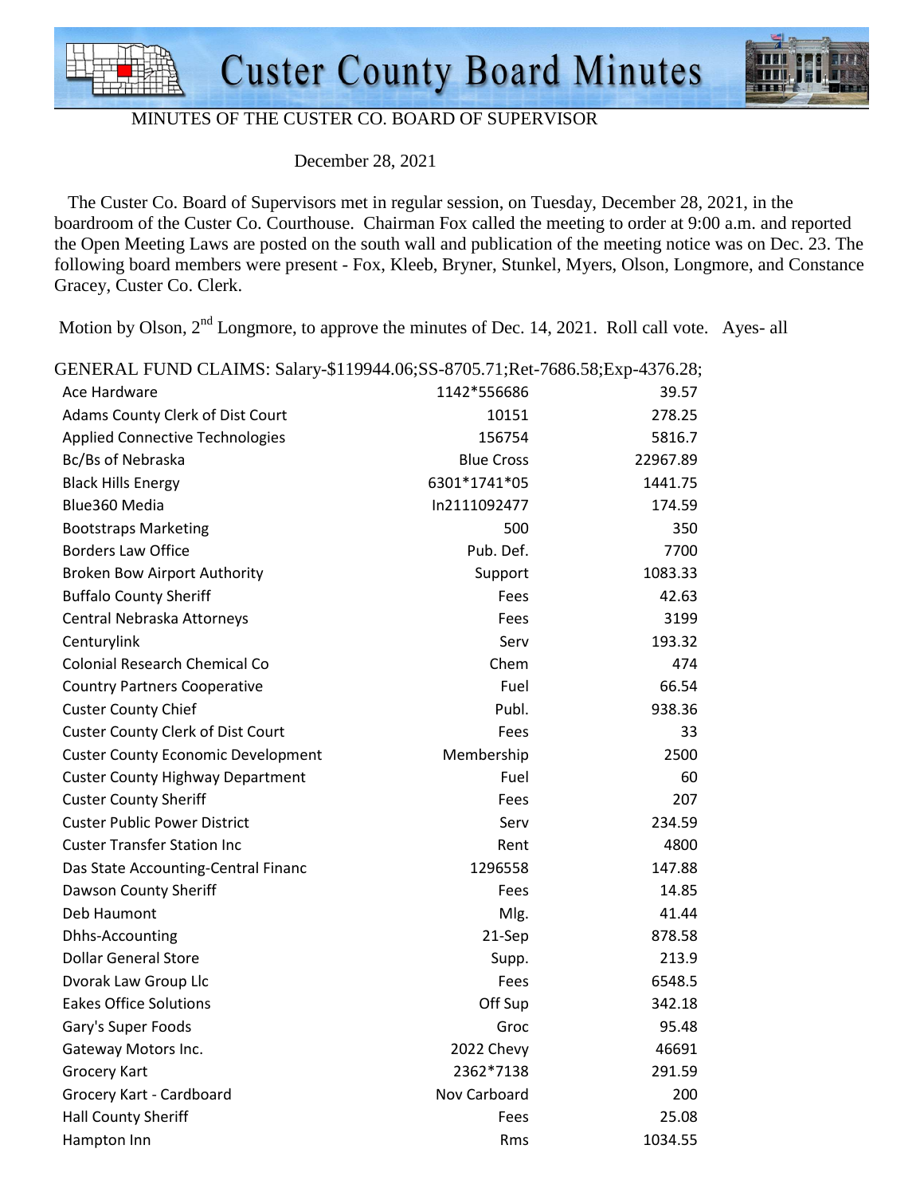# Custer County Board Minutes

MINUTES OF THE CUSTER CO. BOARD OF SUPERVISOR

December 28, 2021

The Custer Co. Board of Supervisors met in regular session, on Tuesday, December 28, 2021, in the boardroom of the Custer Co. Courthouse. Chairman Fox called the meeting to order at 9:00 a.m. and reported the Open Meeting Laws are posted on the south wall and publication of the meeting notice was on Dec. 23. The following board members were present - Fox, Kleeb, Bryner, Stunkel, Myers, Olson, Longmore, and Constance Gracey, Custer Co. Clerk.

Motion by Olson, 2nd Longmore, to approve the minutes of Dec. 14, 2021. Roll call vote. Ayes- all

GENERAL FUND CLAIMS: Salary-$119944.06;SS-8705.71;Ret-7686.58;Exp-4376.28;

| | | |
|---|---|---|
| Ace Hardware | 1142*556686 | 39.57 |
| Adams County Clerk of Dist Court | 10151 | 278.25 |
| Applied Connective Technologies | 156754 | 5816.7 |
| Bc/Bs of Nebraska | Blue Cross | 22967.89 |
| Black Hills Energy | 6301*1741*05 | 1441.75 |
| Blue360 Media | In2111092477 | 174.59 |
| Bootstraps Marketing | 500 | 350 |
| Borders Law Office | Pub. Def. | 7700 |
| Broken Bow Airport Authority | Support | 1083.33 |
| Buffalo County Sheriff | Fees | 42.63 |
| Central Nebraska Attorneys | Fees | 3199 |
| Centurylink | Serv | 193.32 |
| Colonial Research Chemical Co | Chem | 474 |
| Country Partners Cooperative | Fuel | 66.54 |
| Custer County Chief | Publ. | 938.36 |
| Custer County Clerk of Dist Court | Fees | 33 |
| Custer County Economic Development | Membership | 2500 |
| Custer County Highway Department | Fuel | 60 |
| Custer County Sheriff | Fees | 207 |
| Custer Public Power District | Serv | 234.59 |
| Custer Transfer Station Inc | Rent | 4800 |
| Das State Accounting-Central Financ | 1296558 | 147.88 |
| Dawson County Sheriff | Fees | 14.85 |
| Deb Haumont | Mlg. | 41.44 |
| Dhhs-Accounting | 21-Sep | 878.58 |
| Dollar General Store | Supp. | 213.9 |
| Dvorak Law Group Llc | Fees | 6548.5 |
| Eakes Office Solutions | Off Sup | 342.18 |
| Gary's Super Foods | Groc | 95.48 |
| Gateway Motors Inc. | 2022 Chevy | 46691 |
| Grocery Kart | 2362*7138 | 291.59 |
| Grocery Kart - Cardboard | Nov Carboard | 200 |
| Hall County Sheriff | Fees | 25.08 |
| Hampton Inn | Rms | 1034.55 |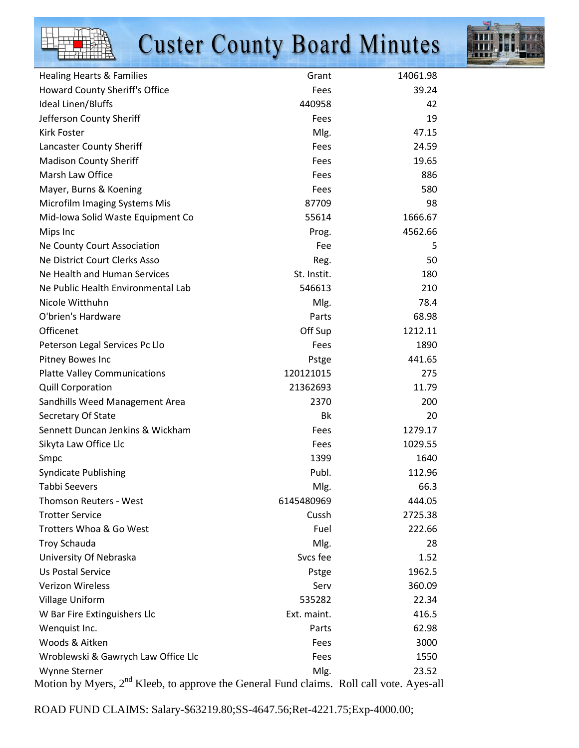| | | |
|---|---|---|
| Healing Hearts & Families | Grant | 14061.98 |
| Howard County Sheriff's Office | Fees | 39.24 |
| Ideal Linen/Bluffs | 440958 | 42 |
| Jefferson County Sheriff | Fees | 19 |
| Kirk Foster | Mlg. | 47.15 |
| Lancaster County Sheriff | Fees | 24.59 |
| Madison County Sheriff | Fees | 19.65 |
| Marsh Law Office | Fees | 886 |
| Mayer, Burns & Koening | Fees | 580 |
| Microfilm Imaging Systems Mis | 87709 | 98 |
| Mid-Iowa Solid Waste Equipment Co | 55614 | 1666.67 |
| Mips Inc | Prog. | 4562.66 |
| Ne County Court Association | Fee | 5 |
| Ne District Court Clerks Asso | Reg. | 50 |
| Ne Health and Human Services | St. Instit. | 180 |
| Ne Public Health Environmental Lab | 546613 | 210 |
| Nicole Witthuhn | Mlg. | 78.4 |
| O'brien's Hardware | Parts | 68.98 |
| Officenet | Off Sup | 1212.11 |
| Peterson Legal Services Pc Llo | Fees | 1890 |
| Pitney Bowes Inc | Pstge | 441.65 |
| Platte Valley Communications | 120121015 | 275 |
| Quill Corporation | 21362693 | 11.79 |
| Sandhills Weed Management Area | 2370 | 200 |
| Secretary Of State | Bk | 20 |
| Sennett Duncan Jenkins & Wickham | Fees | 1279.17 |
| Sikyta Law Office Llc | Fees | 1029.55 |
| Smpc | 1399 | 1640 |
| Syndicate Publishing | Publ. | 112.96 |
| Tabbi Seevers | Mlg. | 66.3 |
| Thomson Reuters - West | 6145480969 | 444.05 |
| Trotter Service | Cussh | 2725.38 |
| Trotters Whoa & Go West | Fuel | 222.66 |
| Troy Schauda | Mlg. | 28 |
| University Of Nebraska | Svcs fee | 1.52 |
| Us Postal Service | Pstge | 1962.5 |
| Verizon Wireless | Serv | 360.09 |
| Village Uniform | 535282 | 22.34 |
| W Bar Fire Extinguishers Llc | Ext. maint. | 416.5 |
| Wenquist Inc. | Parts | 62.98 |
| Woods & Aitken | Fees | 3000 |
| Wroblewski & Gawrych Law Office Llc | Fees | 1550 |
| Wynne Sterner | Mlg. | 23.52 |

Motion by Myers, 2nd Kleeb, to approve the General Fund claims. Roll call vote. Ayes-all

ROAD FUND CLAIMS: Salary-$63219.80;SS-4647.56;Ret-4221.75;Exp-4000.00;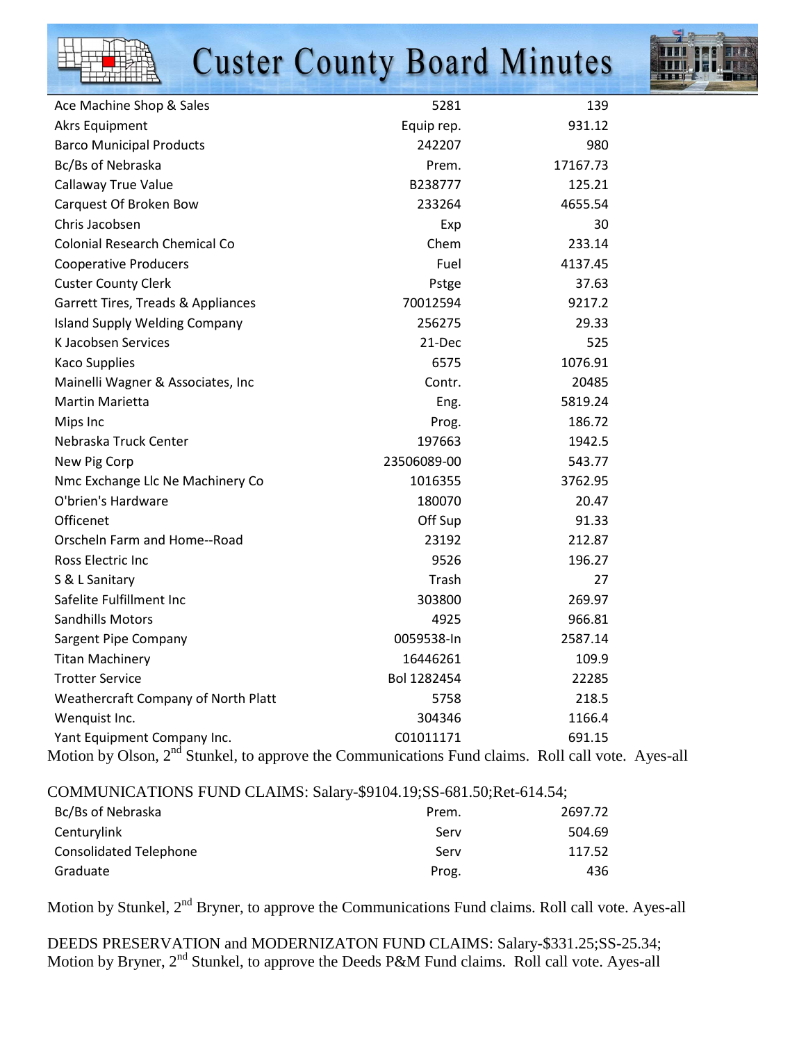| | | |
|---|---|---|
| Ace Machine Shop & Sales | 5281 | 139 |
| Akrs Equipment | Equip rep. | 931.12 |
| Barco Municipal Products | 242207 | 980 |
| Bc/Bs of Nebraska | Prem. | 17167.73 |
| Callaway True Value | B238777 | 125.21 |
| Carquest Of Broken Bow | 233264 | 4655.54 |
| Chris Jacobsen | Exp | 30 |
| Colonial Research Chemical Co | Chem | 233.14 |
| Cooperative Producers | Fuel | 4137.45 |
| Custer County Clerk | Pstge | 37.63 |
| Garrett Tires, Treads & Appliances | 70012594 | 9217.2 |
| Island Supply Welding Company | 256275 | 29.33 |
| K Jacobsen Services | 21-Dec | 525 |
| Kaco Supplies | 6575 | 1076.91 |
| Mainelli Wagner & Associates, Inc | Contr. | 20485 |
| Martin Marietta | Eng. | 5819.24 |
| Mips Inc | Prog. | 186.72 |
| Nebraska Truck Center | 197663 | 1942.5 |
| New Pig Corp | 23506089-00 | 543.77 |
| Nmc Exchange Llc Ne Machinery Co | 1016355 | 3762.95 |
| O'brien's Hardware | 180070 | 20.47 |
| Officenet | Off Sup | 91.33 |
| Orscheln Farm and Home--Road | 23192 | 212.87 |
| Ross Electric Inc | 9526 | 196.27 |
| S & L Sanitary | Trash | 27 |
| Safelite Fulfillment Inc | 303800 | 269.97 |
| Sandhills Motors | 4925 | 966.81 |
| Sargent Pipe Company | 0059538-In | 2587.14 |
| Titan Machinery | 16446261 | 109.9 |
| Trotter Service | Bol 1282454 | 22285 |
| Weathercraft Company of North Platt | 5758 | 218.5 |
| Wenquist Inc. | 304346 | 1166.4 |
| Yant Equipment Company Inc. | C01011171 | 691.15 |

Motion by Olson, 2nd Stunkel, to approve the Communications Fund claims. Roll call vote. Ayes-all

COMMUNICATIONS FUND CLAIMS: Salary-$9104.19;SS-681.50;Ret-614.54;

| | | |
|---|---|---|
| Bc/Bs of Nebraska | Prem. | 2697.72 |
| Centurylink | Serv | 504.69 |
| Consolidated Telephone | Serv | 117.52 |
| Graduate | Prog. | 436 |

Motion by Stunkel, 2nd Bryner, to approve the Communications Fund claims. Roll call vote. Ayes-all

DEEDS PRESERVATION and MODERNIZATON FUND CLAIMS: Salary-$331.25;SS-25.34;
Motion by Bryner, 2nd Stunkel, to approve the Deeds P&M Fund claims. Roll call vote. Ayes-all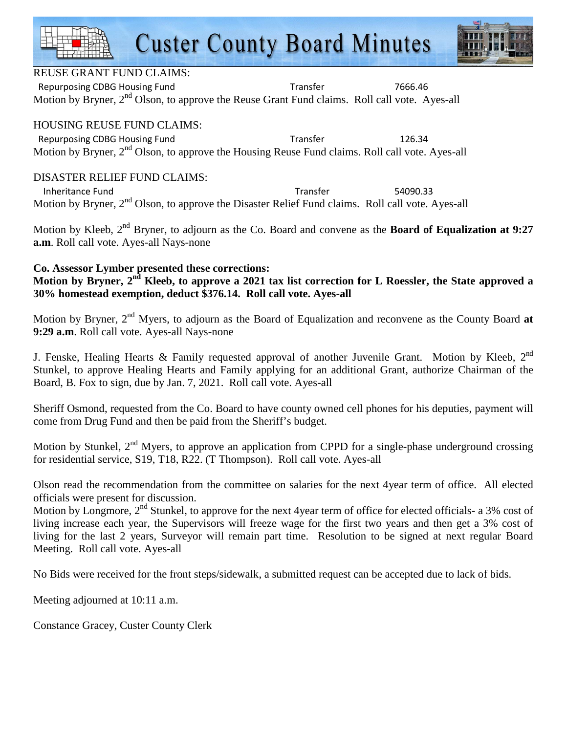REUSE GRANT FUND CLAIMS:

| | | |
|---|---|---|
| Repurposing CDBG Housing Fund | Transfer | 7666.46 |

Motion by Bryner, 2nd Olson, to approve the Reuse Grant Fund claims. Roll call vote. Ayes-all

HOUSING REUSE FUND CLAIMS:

| | | |
|---|---|---|
| Repurposing CDBG Housing Fund | Transfer | 126.34 |

Motion by Bryner, 2nd Olson, to approve the Housing Reuse Fund claims. Roll call vote. Ayes-all

DISASTER RELIEF FUND CLAIMS:

| | | |
|---|---|---|
| Inheritance Fund | Transfer | 54090.33 |

Motion by Bryner, 2nd Olson, to approve the Disaster Relief Fund claims. Roll call vote. Ayes-all

Motion by Kleeb, 2nd Bryner, to adjourn as the Co. Board and convene as the **Board of Equalization at 9:27 a.m**. Roll call vote. Ayes-all Nays-none

**Co. Assessor Lymber presented these corrections:**

**Motion by Bryner, 2nd Kleeb, to approve a 2021 tax list correction for L Roessler, the State approved a 30% homestead exemption, deduct $376.14. Roll call vote. Ayes-all**

Motion by Bryner, 2nd Myers, to adjourn as the Board of Equalization and reconvene as the County Board **at 9:29 a.m**. Roll call vote. Ayes-all Nays-none

J. Fenske, Healing Hearts & Family requested approval of another Juvenile Grant. Motion by Kleeb, 2nd Stunkel, to approve Healing Hearts and Family applying for an additional Grant, authorize Chairman of the Board, B. Fox to sign, due by Jan. 7, 2021. Roll call vote. Ayes-all

Sheriff Osmond, requested from the Co. Board to have county owned cell phones for his deputies, payment will come from Drug Fund and then be paid from the Sheriff's budget.

Motion by Stunkel, 2nd Myers, to approve an application from CPPD for a single-phase underground crossing for residential service, S19, T18, R22. (T Thompson). Roll call vote. Ayes-all

Olson read the recommendation from the committee on salaries for the next 4year term of office. All elected officials were present for discussion.

Motion by Longmore, 2nd Stunkel, to approve for the next 4year term of office for elected officials- a 3% cost of living increase each year, the Supervisors will freeze wage for the first two years and then get a 3% cost of living for the last 2 years, Surveyor will remain part time. Resolution to be signed at next regular Board Meeting. Roll call vote. Ayes-all

No Bids were received for the front steps/sidewalk, a submitted request can be accepted due to lack of bids.

Meeting adjourned at 10:11 a.m.

Constance Gracey, Custer County Clerk